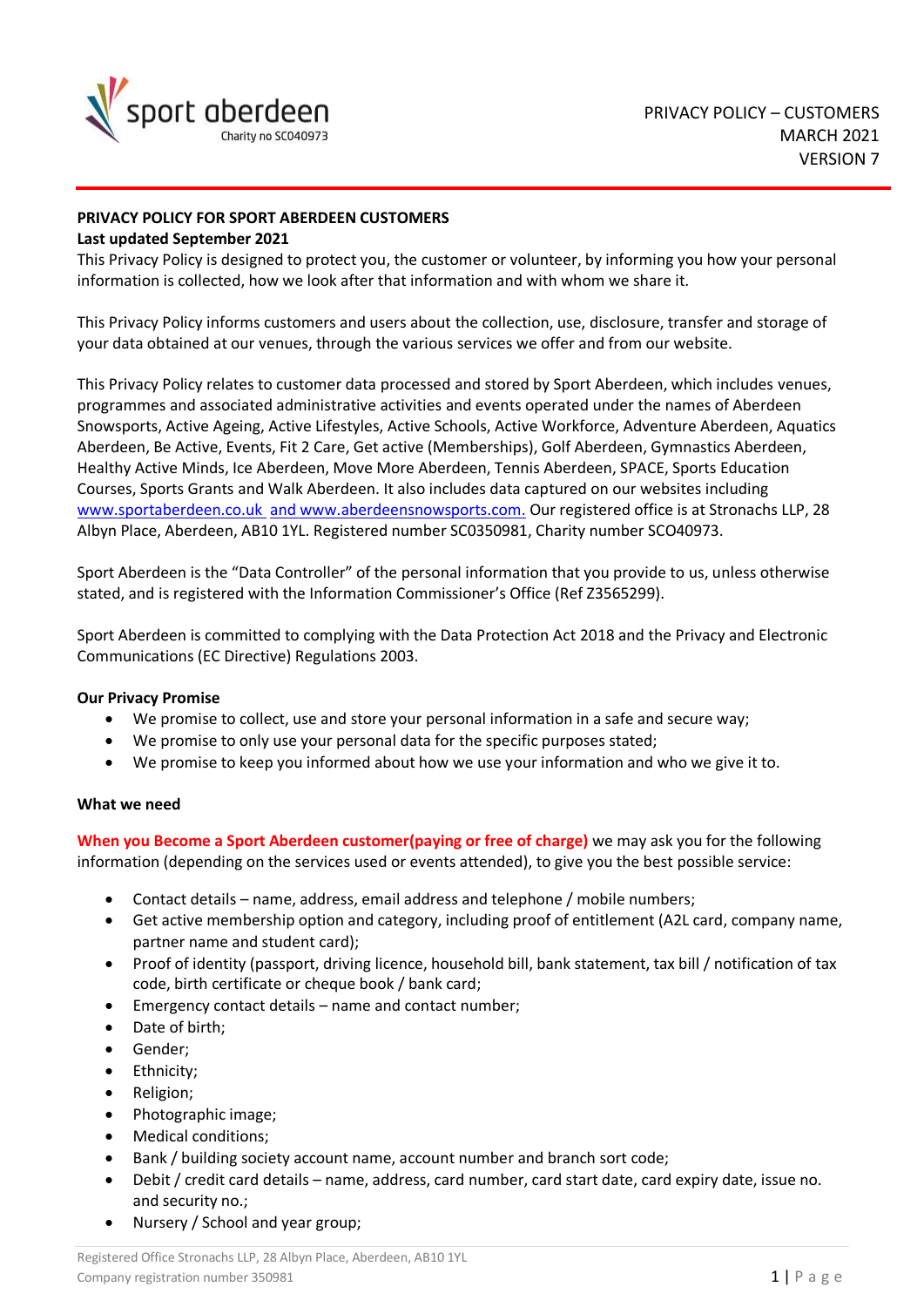sport aberdeen
Charity no SC040973

PRIVACY POLICY – CUSTOMERS
MARCH 2021
VERSION 7

**PRIVACY POLICY FOR SPORT ABERDEEN CUSTOMERS**
**Last updated September 2021**

This Privacy Policy is designed to protect you, the customer or volunteer, by informing you how your personal information is collected, how we look after that information and with whom we share it.

This Privacy Policy informs customers and users about the collection, use, disclosure, transfer and storage of your data obtained at our venues, through the various services we offer and from our website.

This Privacy Policy relates to customer data processed and stored by Sport Aberdeen, which includes venues, programmes and associated administrative activities and events operated under the names of Aberdeen Snowsports, Active Ageing, Active Lifestyles, Active Schools, Active Workforce, Adventure Aberdeen, Aquatics Aberdeen, Be Active, Events, Fit 2 Care, Get active (Memberships), Golf Aberdeen, Gymnastics Aberdeen, Healthy Active Minds, Ice Aberdeen, Move More Aberdeen, Tennis Aberdeen, SPACE, Sports Education Courses, Sports Grants and Walk Aberdeen. It also includes data captured on our websites including www.sportaberdeen.co.uk and www.aberdeensnowsports.com. Our registered office is at Stronachs LLP, 28 Albyn Place, Aberdeen, AB10 1YL. Registered number SC0350981, Charity number SCO40973.

Sport Aberdeen is the "Data Controller" of the personal information that you provide to us, unless otherwise stated, and is registered with the Information Commissioner's Office (Ref Z3565299).

Sport Aberdeen is committed to complying with the Data Protection Act 2018 and the Privacy and Electronic Communications (EC Directive) Regulations 2003.

**Our Privacy Promise**

- We promise to collect, use and store your personal information in a safe and secure way;
- We promise to only use your personal data for the specific purposes stated;
- We promise to keep you informed about how we use your information and who we give it to.

**What we need**

**When you Become a Sport Aberdeen customer(paying or free of charge)** we may ask you for the following information (depending on the services used or events attended), to give you the best possible service:

- Contact details – name, address, email address and telephone / mobile numbers;
- Get active membership option and category, including proof of entitlement (A2L card, company name, partner name and student card);
- Proof of identity (passport, driving licence, household bill, bank statement, tax bill / notification of tax code, birth certificate or cheque book / bank card;
- Emergency contact details – name and contact number;
- Date of birth;
- Gender;
- Ethnicity;
- Religion;
- Photographic image;
- Medical conditions;
- Bank / building society account name, account number and branch sort code;
- Debit / credit card details – name, address, card number, card start date, card expiry date, issue no. and security no.;
- Nursery / School and year group;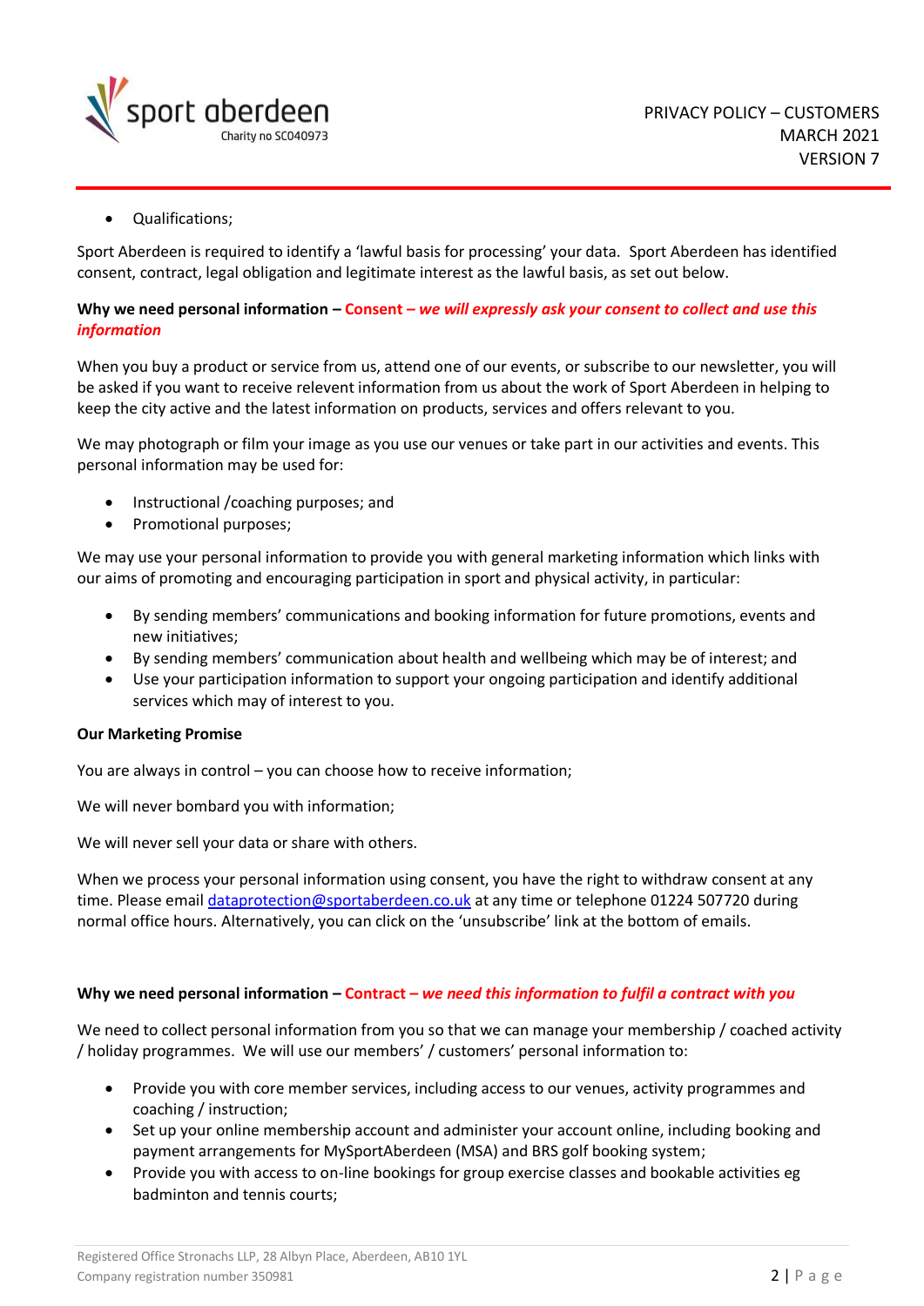- Qualifications;

Sport Aberdeen is required to identify a 'lawful basis for processing' your data. Sport Aberdeen has identified consent, contract, legal obligation and legitimate interest as the lawful basis, as set out below.

**Why we need personal information – Consent – *we will expressly ask your consent to collect and use this information***

When you buy a product or service from us, attend one of our events, or subscribe to our newsletter, you will be asked if you want to receive relevent information from us about the work of Sport Aberdeen in helping to keep the city active and the latest information on products, services and offers relevant to you.

We may photograph or film your image as you use our venues or take part in our activities and events. This personal information may be used for:

- Instructional /coaching purposes; and
- Promotional purposes;

We may use your personal information to provide you with general marketing information which links with our aims of promoting and encouraging participation in sport and physical activity, in particular:

- By sending members' communications and booking information for future promotions, events and new initiatives;
- By sending members' communication about health and wellbeing which may be of interest; and
- Use your participation information to support your ongoing participation and identify additional services which may of interest to you.

**Our Marketing Promise**

You are always in control – you can choose how to receive information;

We will never bombard you with information;

We will never sell your data or share with others.

When we process your personal information using consent, you have the right to withdraw consent at any time. Please email dataprotection@sportaberdeen.co.uk at any time or telephone 01224 507720 during normal office hours. Alternatively, you can click on the 'unsubscribe' link at the bottom of emails.

**Why we need personal information – Contract – *we need this information to fulfil a contract with you***

We need to collect personal information from you so that we can manage your membership / coached activity / holiday programmes. We will use our members' / customers' personal information to:

- Provide you with core member services, including access to our venues, activity programmes and coaching / instruction;
- Set up your online membership account and administer your account online, including booking and payment arrangements for MySportAberdeen (MSA) and BRS golf booking system;
- Provide you with access to on-line bookings for group exercise classes and bookable activities eg badminton and tennis courts;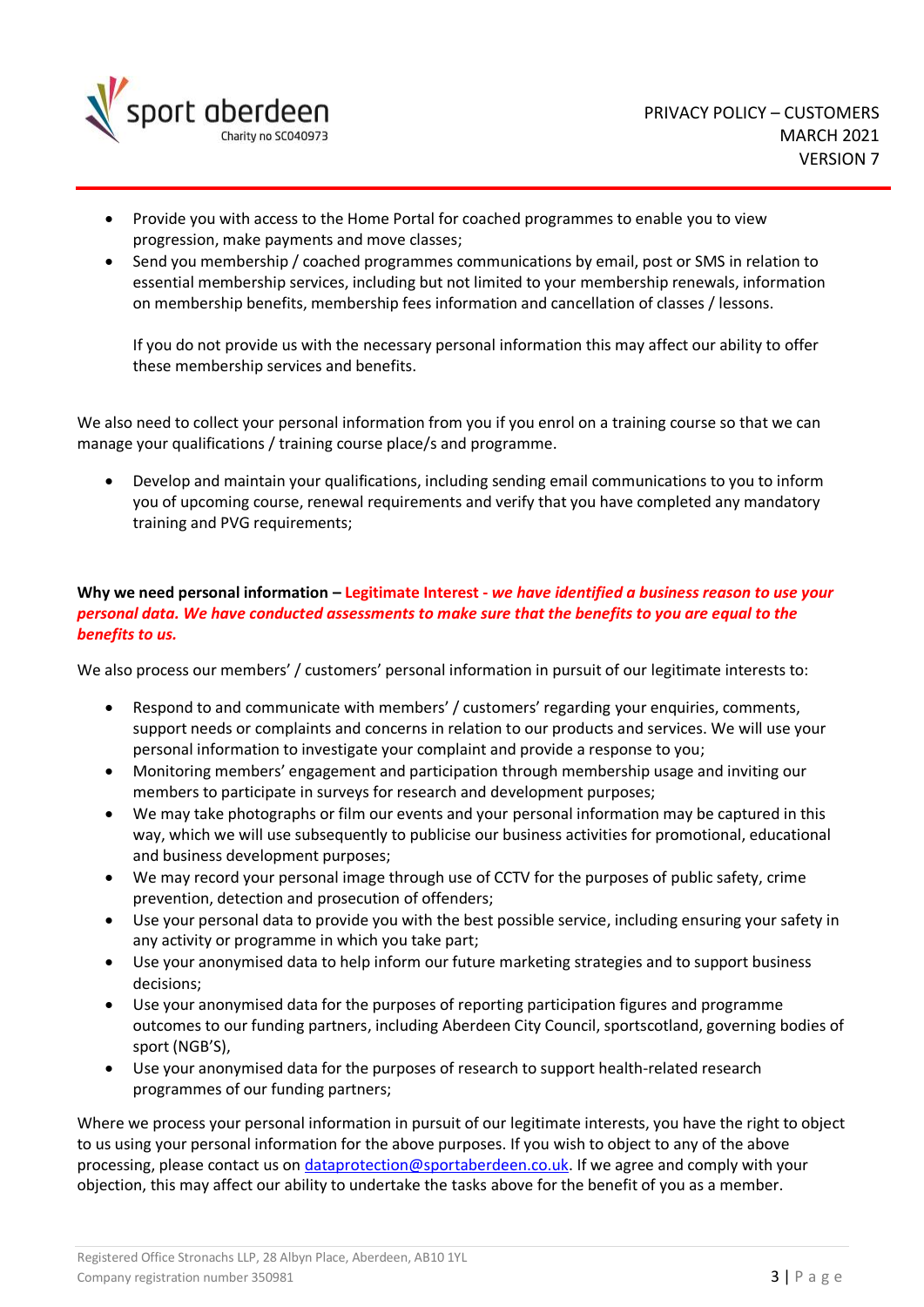- Provide you with access to the Home Portal for coached programmes to enable you to view progression, make payments and move classes;
- Send you membership / coached programmes communications by email, post or SMS in relation to essential membership services, including but not limited to your membership renewals, information on membership benefits, membership fees information and cancellation of classes / lessons.

  If you do not provide us with the necessary personal information this may affect our ability to offer these membership services and benefits.

We also need to collect your personal information from you if you enrol on a training course so that we can manage your qualifications / training course place/s and programme.

- Develop and maintain your qualifications, including sending email communications to you to inform you of upcoming course, renewal requirements and verify that you have completed any mandatory training and PVG requirements;

**Why we need personal information – Legitimate Interest - *we have identified a business reason to use your personal data. We have conducted assessments to make sure that the benefits to you are equal to the benefits to us.***

We also process our members' / customers' personal information in pursuit of our legitimate interests to:

- Respond to and communicate with members' / customers' regarding your enquiries, comments, support needs or complaints and concerns in relation to our products and services. We will use your personal information to investigate your complaint and provide a response to you;
- Monitoring members' engagement and participation through membership usage and inviting our members to participate in surveys for research and development purposes;
- We may take photographs or film our events and your personal information may be captured in this way, which we will use subsequently to publicise our business activities for promotional, educational and business development purposes;
- We may record your personal image through use of CCTV for the purposes of public safety, crime prevention, detection and prosecution of offenders;
- Use your personal data to provide you with the best possible service, including ensuring your safety in any activity or programme in which you take part;
- Use your anonymised data to help inform our future marketing strategies and to support business decisions;
- Use your anonymised data for the purposes of reporting participation figures and programme outcomes to our funding partners, including Aberdeen City Council, sportscotland, governing bodies of sport (NGB'S),
- Use your anonymised data for the purposes of research to support health-related research programmes of our funding partners;

Where we process your personal information in pursuit of our legitimate interests, you have the right to object to us using your personal information for the above purposes. If you wish to object to any of the above processing, please contact us on dataprotection@sportaberdeen.co.uk. If we agree and comply with your objection, this may affect our ability to undertake the tasks above for the benefit of you as a member.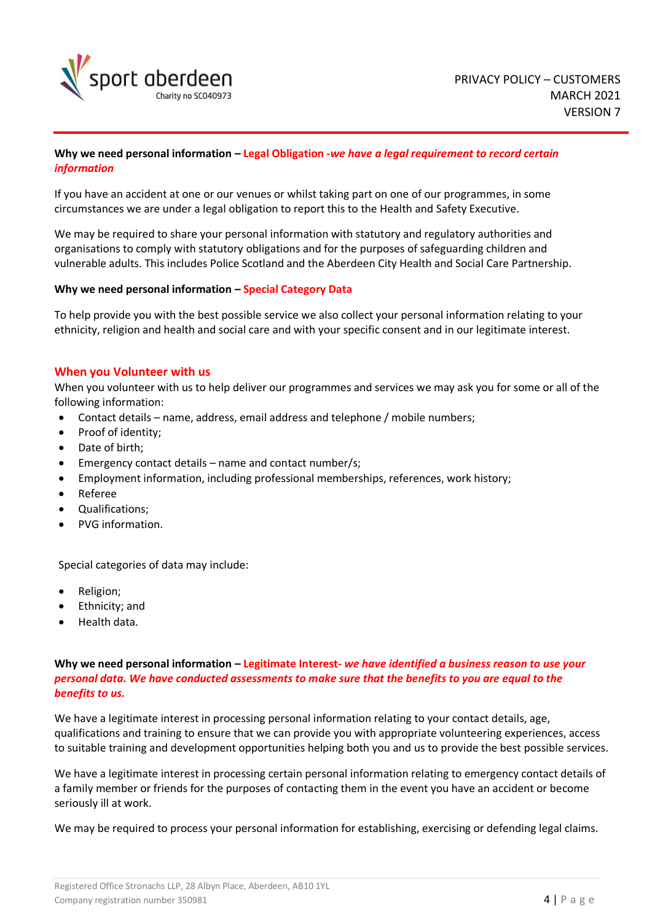**Why we need personal information – *Legal Obligation -we have a legal requirement to record certain information***

If you have an accident at one or our venues or whilst taking part on one of our programmes, in some circumstances we are under a legal obligation to report this to the Health and Safety Executive.

We may be required to share your personal information with statutory and regulatory authorities and organisations to comply with statutory obligations and for the purposes of safeguarding children and vulnerable adults. This includes Police Scotland and the Aberdeen City Health and Social Care Partnership.

**Why we need personal information – Special Category Data**

To help provide you with the best possible service we also collect your personal information relating to your ethnicity, religion and health and social care and with your specific consent and in our legitimate interest.

## When you Volunteer with us

When you volunteer with us to help deliver our programmes and services we may ask you for some or all of the following information:

- Contact details – name, address, email address and telephone / mobile numbers;
- Proof of identity;
- Date of birth;
- Emergency contact details – name and contact number/s;
- Employment information, including professional memberships, references, work history;
- Referee
- Qualifications;
- PVG information.

Special categories of data may include:

- Religion;
- Ethnicity; and
- Health data.

**Why we need personal information – Legitimate Interest- *we have identified a business reason to use your personal data. We have conducted assessments to make sure that the benefits to you are equal to the benefits to us.***

We have a legitimate interest in processing personal information relating to your contact details, age, qualifications and training to ensure that we can provide you with appropriate volunteering experiences, access to suitable training and development opportunities helping both you and us to provide the best possible services.

We have a legitimate interest in processing certain personal information relating to emergency contact details of a family member or friends for the purposes of contacting them in the event you have an accident or become seriously ill at work.

We may be required to process your personal information for establishing, exercising or defending legal claims.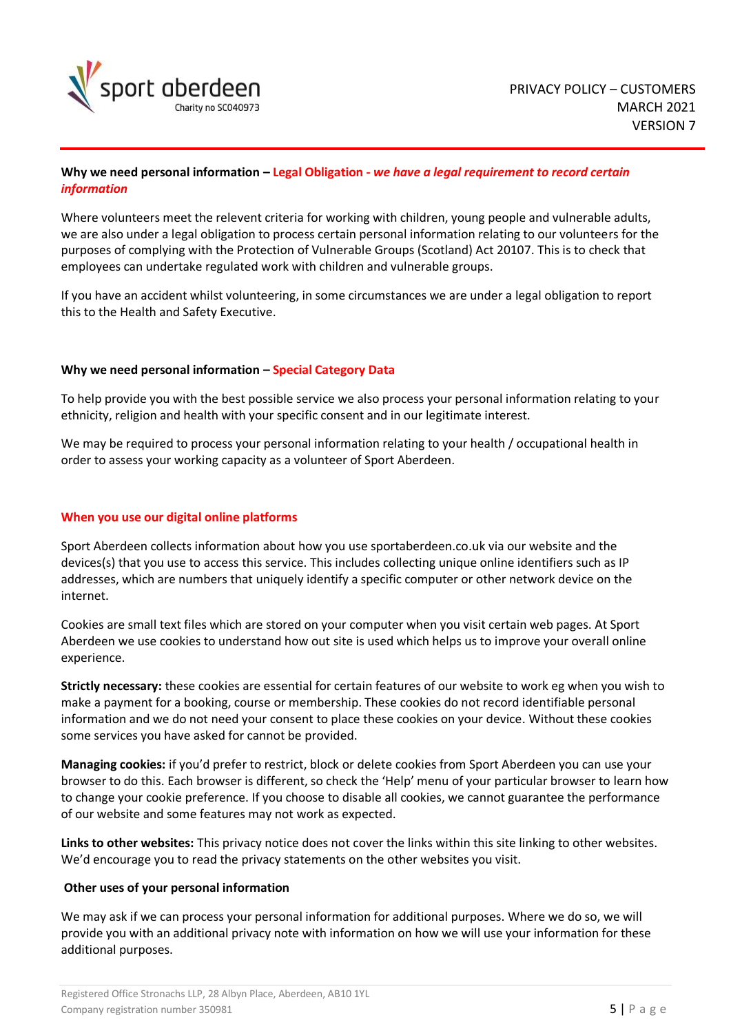**Why we need personal information – Legal Obligation - *we have a legal requirement to record certain information***

Where volunteers meet the relevent criteria for working with children, young people and vulnerable adults, we are also under a legal obligation to process certain personal information relating to our volunteers for the purposes of complying with the Protection of Vulnerable Groups (Scotland) Act 20107. This is to check that employees can undertake regulated work with children and vulnerable groups.

If you have an accident whilst volunteering, in some circumstances we are under a legal obligation to report this to the Health and Safety Executive.

**Why we need personal information – Special Category Data**

To help provide you with the best possible service we also process your personal information relating to your ethnicity, religion and health with your specific consent and in our legitimate interest.

We may be required to process your personal information relating to your health / occupational health in order to assess your working capacity as a volunteer of Sport Aberdeen.

**When you use our digital online platforms**

Sport Aberdeen collects information about how you use sportaberdeen.co.uk via our website and the device(s) that you use to access this service. This includes collecting unique online identifiers such as IP addresses, which are numbers that uniquely identify a specific computer or other network device on the internet.

Cookies are small text files which are stored on your computer when you visit certain web pages. At Sport Aberdeen we use cookies to understand how out site is used which helps us to improve your overall online experience.

**Strictly necessary:** these cookies are essential for certain features of our website to work eg when you wish to make a payment for a booking, course or membership. These cookies do not record identifiable personal information and we do not need your consent to place these cookies on your device. Without these cookies some services you have asked for cannot be provided.

**Managing cookies:** if you'd prefer to restrict, block or delete cookies from Sport Aberdeen you can use your browser to do this. Each browser is different, so check the 'Help' menu of your particular browser to learn how to change your cookie preference. If you choose to disable all cookies, we cannot guarantee the performance of our website and some features may not work as expected.

**Links to other websites:** This privacy notice does not cover the links within this site linking to other websites. We'd encourage you to read the privacy statements on the other websites you visit.

**Other uses of your personal information**

We may ask if we can process your personal information for additional purposes. Where we do so, we will provide you with an additional privacy note with information on how we will use your information for these additional purposes.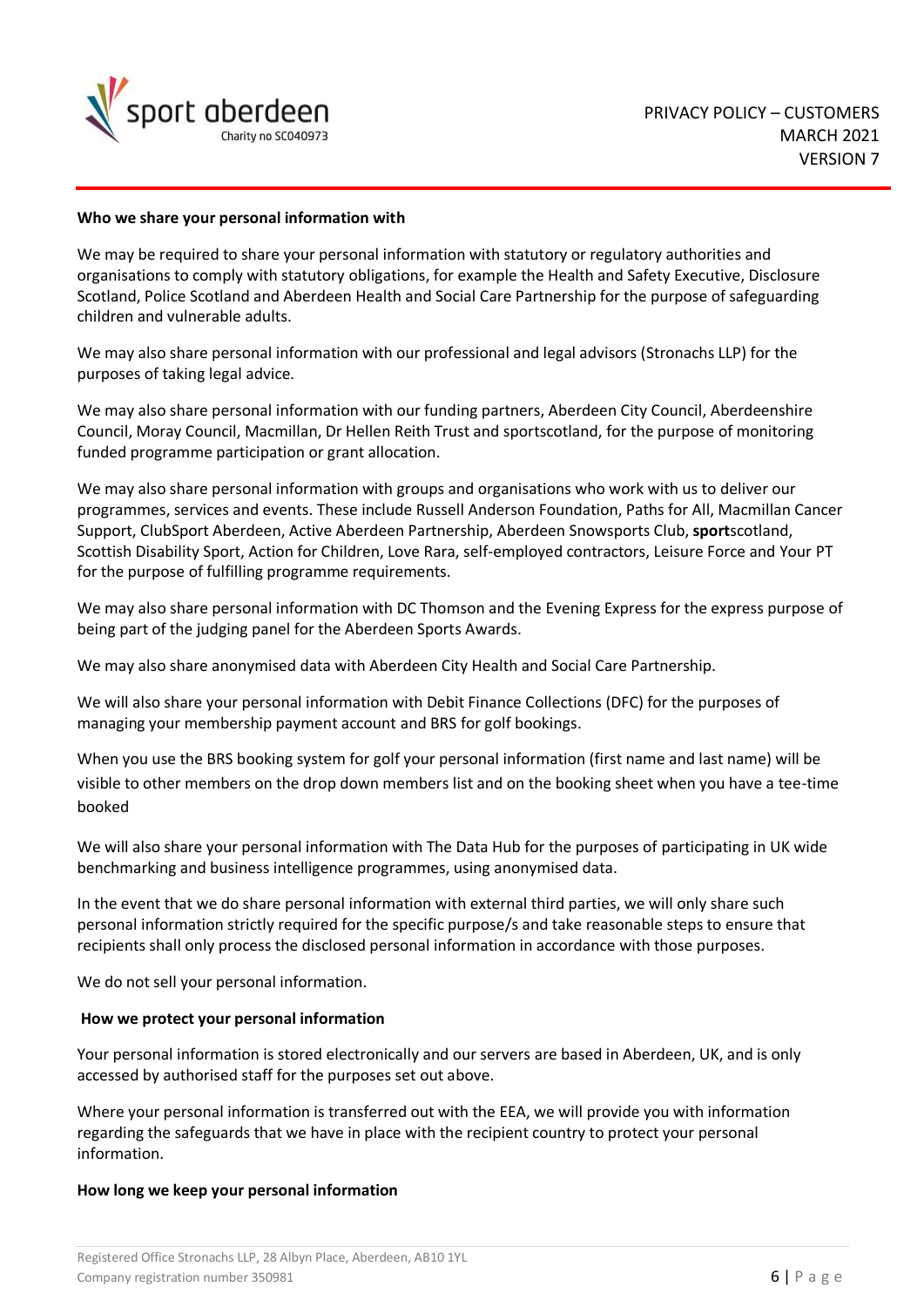**Who we share your personal information with**

We may be required to share your personal information with statutory or regulatory authorities and organisations to comply with statutory obligations, for example the Health and Safety Executive, Disclosure Scotland, Police Scotland and Aberdeen Health and Social Care Partnership for the purpose of safeguarding children and vulnerable adults.

We may also share personal information with our professional and legal advisors (Stronachs LLP) for the purposes of taking legal advice.

We may also share personal information with our funding partners, Aberdeen City Council, Aberdeenshire Council, Moray Council, Macmillan, Dr Hellen Reith Trust and sportscotland, for the purpose of monitoring funded programme participation or grant allocation.

We may also share personal information with groups and organisations who work with us to deliver our programmes, services and events. These include Russell Anderson Foundation, Paths for All, Macmillan Cancer Support, ClubSport Aberdeen, Active Aberdeen Partnership, Aberdeen Snowsports Club, **sport**scotland, Scottish Disability Sport, Action for Children, Love Rara, self-employed contractors, Leisure Force and Your PT for the purpose of fulfilling programme requirements.

We may also share personal information with DC Thomson and the Evening Express for the express purpose of being part of the judging panel for the Aberdeen Sports Awards.

We may also share anonymised data with Aberdeen City Health and Social Care Partnership.

We will also share your personal information with Debit Finance Collections (DFC) for the purposes of managing your membership payment account and BRS for golf bookings.

When you use the BRS booking system for golf your personal information (first name and last name) will be visible to other members on the drop down members list and on the booking sheet when you have a tee-time booked

We will also share your personal information with The Data Hub for the purposes of participating in UK wide benchmarking and business intelligence programmes, using anonymised data.

In the event that we do share personal information with external third parties, we will only share such personal information strictly required for the specific purpose/s and take reasonable steps to ensure that recipients shall only process the disclosed personal information in accordance with those purposes.

We do not sell your personal information.

**How we protect your personal information**

Your personal information is stored electronically and our servers are based in Aberdeen, UK, and is only accessed by authorised staff for the purposes set out above.

Where your personal information is transferred out with the EEA, we will provide you with information regarding the safeguards that we have in place with the recipient country to protect your personal information.

**How long we keep your personal information**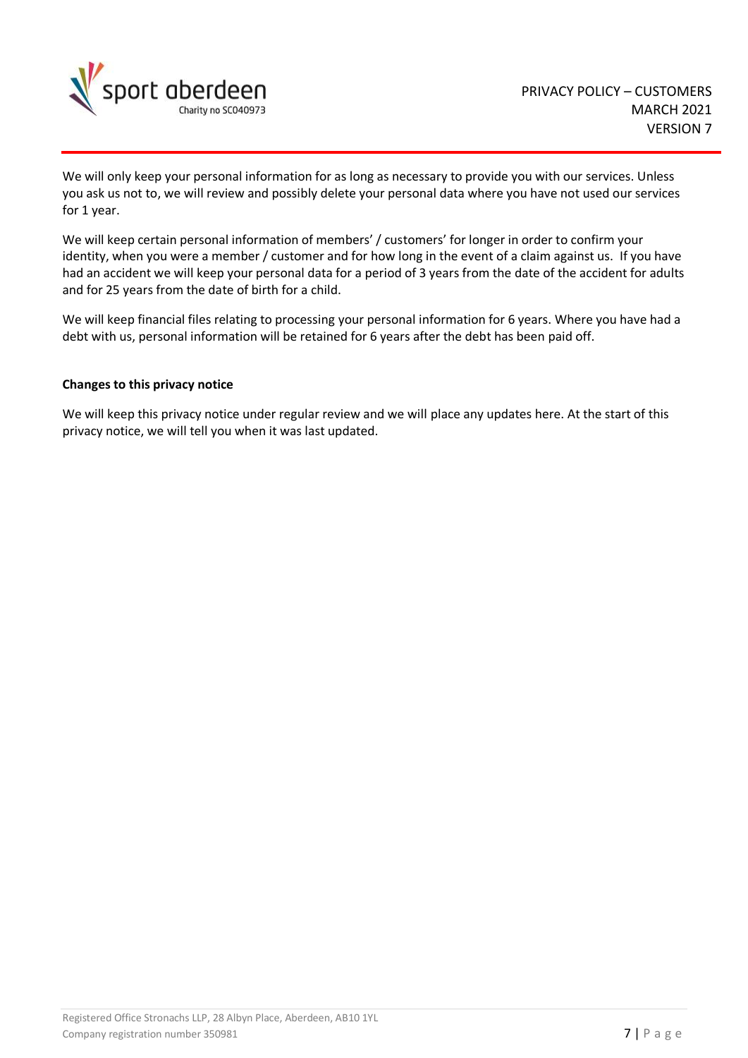We will only keep your personal information for as long as necessary to provide you with our services. Unless you ask us not to, we will review and possibly delete your personal data where you have not used our services for 1 year.

We will keep certain personal information of members' / customers' for longer in order to confirm your identity, when you were a member / customer and for how long in the event of a claim against us. If you have had an accident we will keep your personal data for a period of 3 years from the date of the accident for adults and for 25 years from the date of birth for a child.

We will keep financial files relating to processing your personal information for 6 years. Where you have had a debt with us, personal information will be retained for 6 years after the debt has been paid off.

**Changes to this privacy notice**

We will keep this privacy notice under regular review and we will place any updates here. At the start of this privacy notice, we will tell you when it was last updated.